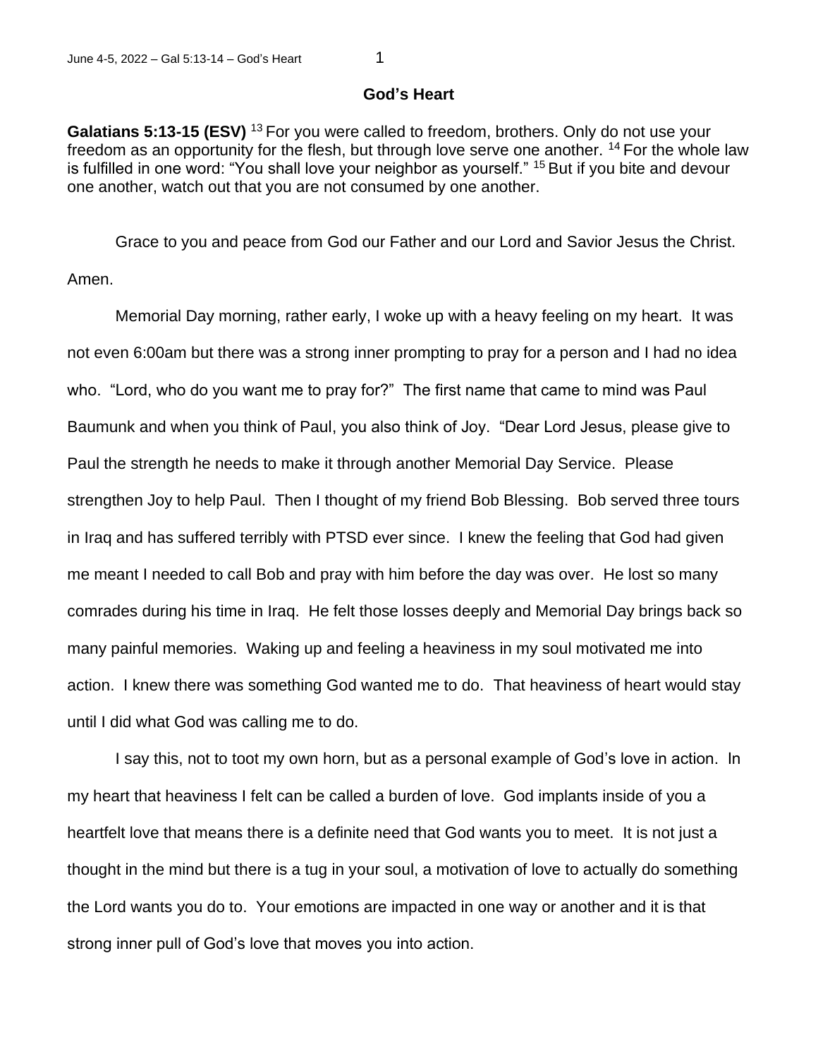# God's Heart

**Galatians 5:13-15 (ESV)** [13] For you were called to freedom, brothers. Only do not use your freedom as an opportunity for the flesh, but through love serve one another. [14] For the whole law is fulfilled in one word: "You shall love your neighbor as yourself." [15] But if you bite and devour one another, watch out that you are not consumed by one another.

Grace to you and peace from God our Father and our Lord and Savior Jesus the Christ. Amen.

Memorial Day morning, rather early, I woke up with a heavy feeling on my heart. It was not even 6:00am but there was a strong inner prompting to pray for a person and I had no idea who. "Lord, who do you want me to pray for?" The first name that came to mind was Paul Baumunk and when you think of Paul, you also think of Joy. "Dear Lord Jesus, please give to Paul the strength he needs to make it through another Memorial Day Service. Please strengthen Joy to help Paul. Then I thought of my friend Bob Blessing. Bob served three tours in Iraq and has suffered terribly with PTSD ever since. I knew the feeling that God had given me meant I needed to call Bob and pray with him before the day was over. He lost so many comrades during his time in Iraq. He felt those losses deeply and Memorial Day brings back so many painful memories. Waking up and feeling a heaviness in my soul motivated me into action. I knew there was something God wanted me to do. That heaviness of heart would stay until I did what God was calling me to do.

I say this, not to toot my own horn, but as a personal example of God's love in action. In my heart that heaviness I felt can be called a burden of love. God implants inside of you a heartfelt love that means there is a definite need that God wants you to meet. It is not just a thought in the mind but there is a tug in your soul, a motivation of love to actually do something the Lord wants you do to. Your emotions are impacted in one way or another and it is that strong inner pull of God's love that moves you into action.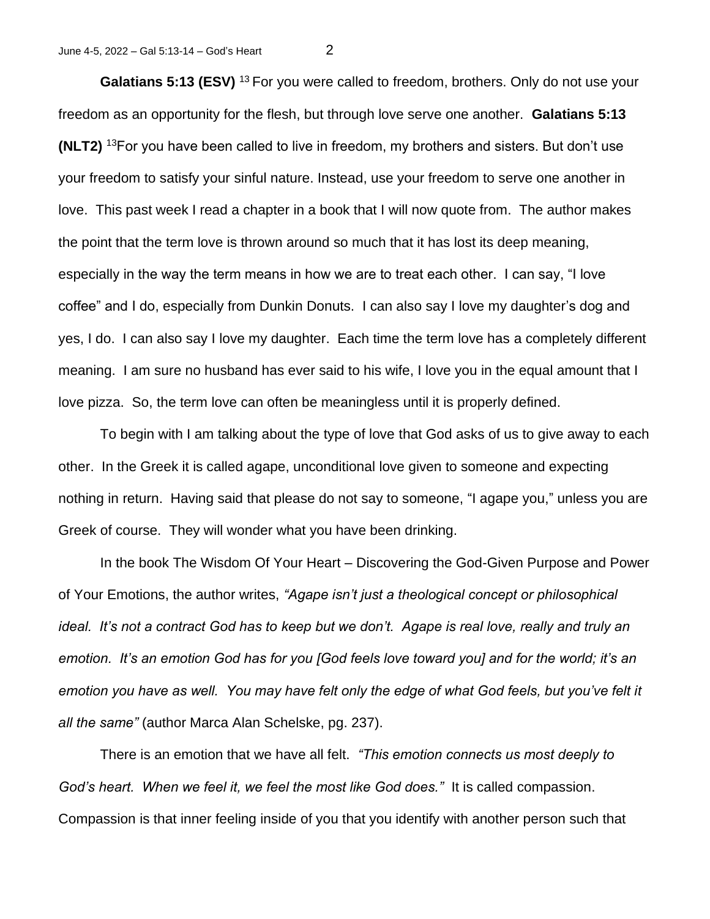**Galatians 5:13 (ESV)** [13] For you were called to freedom, brothers. Only do not use your freedom as an opportunity for the flesh, but through love serve one another. **Galatians 5:13 (NLT2)** [13]For you have been called to live in freedom, my brothers and sisters. But don't use your freedom to satisfy your sinful nature. Instead, use your freedom to serve one another in love. This past week I read a chapter in a book that I will now quote from. The author makes the point that the term love is thrown around so much that it has lost its deep meaning, especially in the way the term means in how we are to treat each other. I can say, "I love coffee" and I do, especially from Dunkin Donuts. I can also say I love my daughter's dog and yes, I do. I can also say I love my daughter. Each time the term love has a completely different meaning. I am sure no husband has ever said to his wife, I love you in the equal amount that I love pizza. So, the term love can often be meaningless until it is properly defined.

To begin with I am talking about the type of love that God asks of us to give away to each other. In the Greek it is called agape, unconditional love given to someone and expecting nothing in return. Having said that please do not say to someone, "I agape you," unless you are Greek of course. They will wonder what you have been drinking.

In the book The Wisdom Of Your Heart – Discovering the God-Given Purpose and Power of Your Emotions, the author writes, *"Agape isn't just a theological concept or philosophical ideal. It's not a contract God has to keep but we don't. Agape is real love, really and truly an emotion. It's an emotion God has for you [God feels love toward you] and for the world; it's an emotion you have as well. You may have felt only the edge of what God feels, but you've felt it all the same"* (author Marca Alan Schelske, pg. 237).

There is an emotion that we have all felt. *"This emotion connects us most deeply to God's heart. When we feel it, we feel the most like God does."* It is called compassion. Compassion is that inner feeling inside of you that you identify with another person such that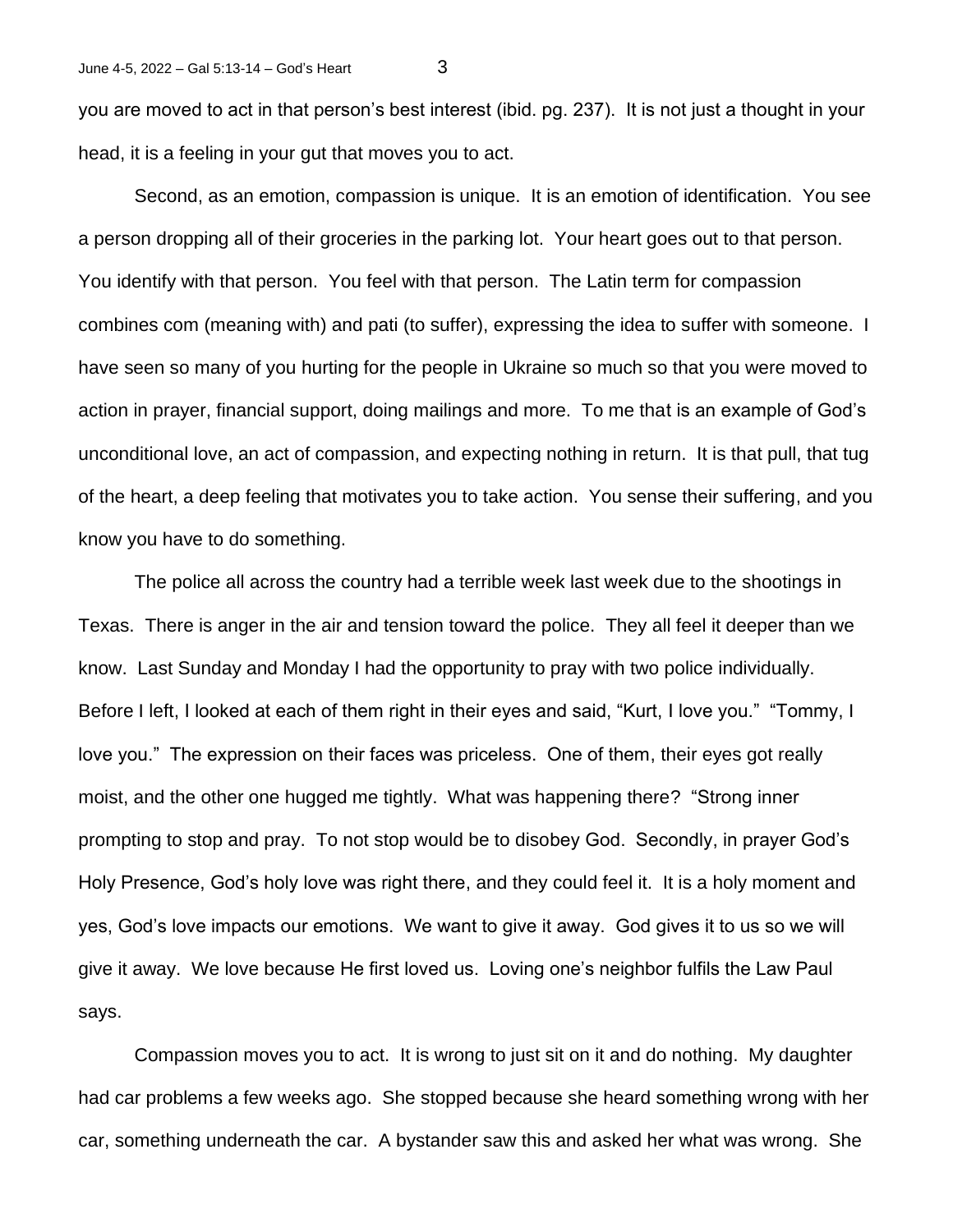you are moved to act in that person's best interest (ibid. pg. 237). It is not just a thought in your head, it is a feeling in your gut that moves you to act.

Second, as an emotion, compassion is unique. It is an emotion of identification. You see a person dropping all of their groceries in the parking lot. Your heart goes out to that person. You identify with that person. You feel with that person. The Latin term for compassion combines com (meaning with) and pati (to suffer), expressing the idea to suffer with someone. I have seen so many of you hurting for the people in Ukraine so much so that you were moved to action in prayer, financial support, doing mailings and more. To me that is an example of God's unconditional love, an act of compassion, and expecting nothing in return. It is that pull, that tug of the heart, a deep feeling that motivates you to take action. You sense their suffering, and you know you have to do something.

The police all across the country had a terrible week last week due to the shootings in Texas. There is anger in the air and tension toward the police. They all feel it deeper than we know. Last Sunday and Monday I had the opportunity to pray with two police individually. Before I left, I looked at each of them right in their eyes and said, "Kurt, I love you." "Tommy, I love you." The expression on their faces was priceless. One of them, their eyes got really moist, and the other one hugged me tightly. What was happening there? "Strong inner prompting to stop and pray. To not stop would be to disobey God. Secondly, in prayer God's Holy Presence, God's holy love was right there, and they could feel it. It is a holy moment and yes, God's love impacts our emotions. We want to give it away. God gives it to us so we will give it away. We love because He first loved us. Loving one's neighbor fulfils the Law Paul says.

Compassion moves you to act. It is wrong to just sit on it and do nothing. My daughter had car problems a few weeks ago. She stopped because she heard something wrong with her car, something underneath the car. A bystander saw this and asked her what was wrong. She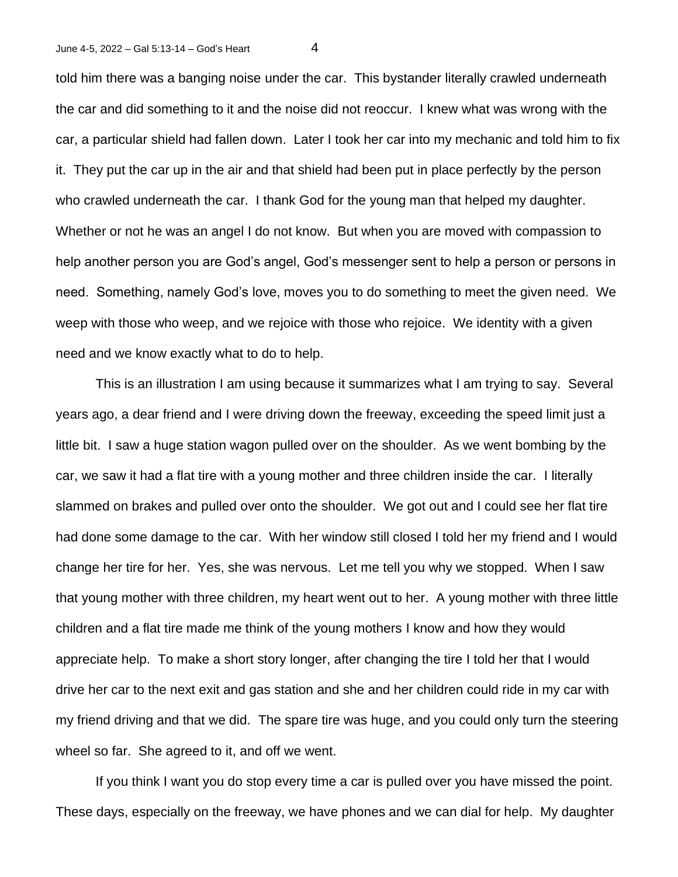told him there was a banging noise under the car. This bystander literally crawled underneath the car and did something to it and the noise did not reoccur. I knew what was wrong with the car, a particular shield had fallen down. Later I took her car into my mechanic and told him to fix it. They put the car up in the air and that shield had been put in place perfectly by the person who crawled underneath the car. I thank God for the young man that helped my daughter. Whether or not he was an angel I do not know. But when you are moved with compassion to help another person you are God's angel, God's messenger sent to help a person or persons in need. Something, namely God's love, moves you to do something to meet the given need. We weep with those who weep, and we rejoice with those who rejoice. We identity with a given need and we know exactly what to do to help.

This is an illustration I am using because it summarizes what I am trying to say. Several years ago, a dear friend and I were driving down the freeway, exceeding the speed limit just a little bit. I saw a huge station wagon pulled over on the shoulder. As we went bombing by the car, we saw it had a flat tire with a young mother and three children inside the car. I literally slammed on brakes and pulled over onto the shoulder. We got out and I could see her flat tire had done some damage to the car. With her window still closed I told her my friend and I would change her tire for her. Yes, she was nervous. Let me tell you why we stopped. When I saw that young mother with three children, my heart went out to her. A young mother with three little children and a flat tire made me think of the young mothers I know and how they would appreciate help. To make a short story longer, after changing the tire I told her that I would drive her car to the next exit and gas station and she and her children could ride in my car with my friend driving and that we did. The spare tire was huge, and you could only turn the steering wheel so far. She agreed to it, and off we went.

If you think I want you do stop every time a car is pulled over you have missed the point. These days, especially on the freeway, we have phones and we can dial for help. My daughter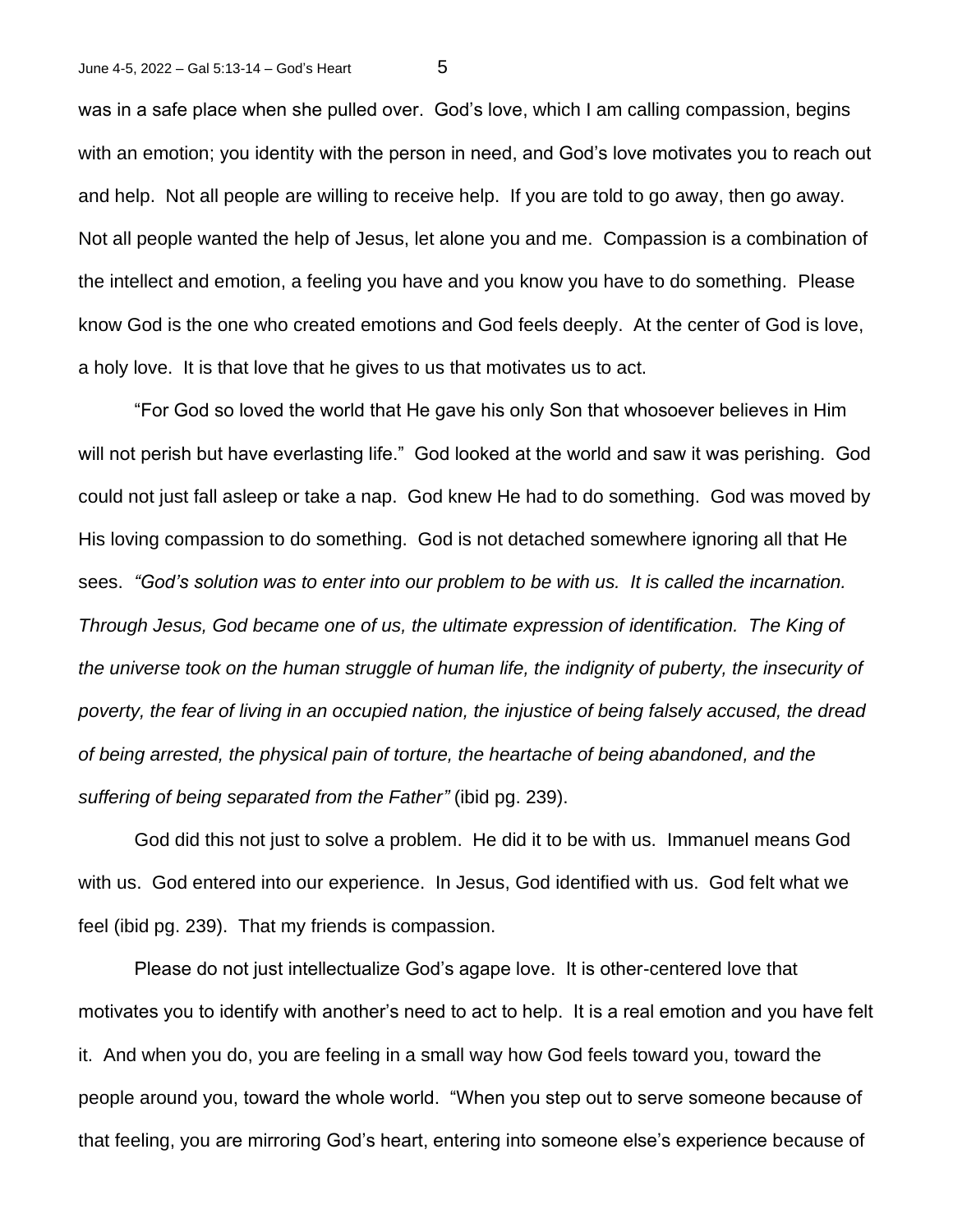was in a safe place when she pulled over. God's love, which I am calling compassion, begins with an emotion; you identity with the person in need, and God's love motivates you to reach out and help. Not all people are willing to receive help. If you are told to go away, then go away. Not all people wanted the help of Jesus, let alone you and me. Compassion is a combination of the intellect and emotion, a feeling you have and you know you have to do something. Please know God is the one who created emotions and God feels deeply. At the center of God is love, a holy love. It is that love that he gives to us that motivates us to act.

"For God so loved the world that He gave his only Son that whosoever believes in Him will not perish but have everlasting life." God looked at the world and saw it was perishing. God could not just fall asleep or take a nap. God knew He had to do something. God was moved by His loving compassion to do something. God is not detached somewhere ignoring all that He sees. *"God's solution was to enter into our problem to be with us. It is called the incarnation. Through Jesus, God became one of us, the ultimate expression of identification. The King of the universe took on the human struggle of human life, the indignity of puberty, the insecurity of poverty, the fear of living in an occupied nation, the injustice of being falsely accused, the dread of being arrested, the physical pain of torture, the heartache of being abandoned, and the suffering of being separated from the Father"* (ibid pg. 239).

God did this not just to solve a problem. He did it to be with us. Immanuel means God with us. God entered into our experience. In Jesus, God identified with us. God felt what we feel (ibid pg. 239). That my friends is compassion.

Please do not just intellectualize God's agape love. It is other-centered love that motivates you to identify with another's need to act to help. It is a real emotion and you have felt it. And when you do, you are feeling in a small way how God feels toward you, toward the people around you, toward the whole world. "When you step out to serve someone because of that feeling, you are mirroring God's heart, entering into someone else's experience because of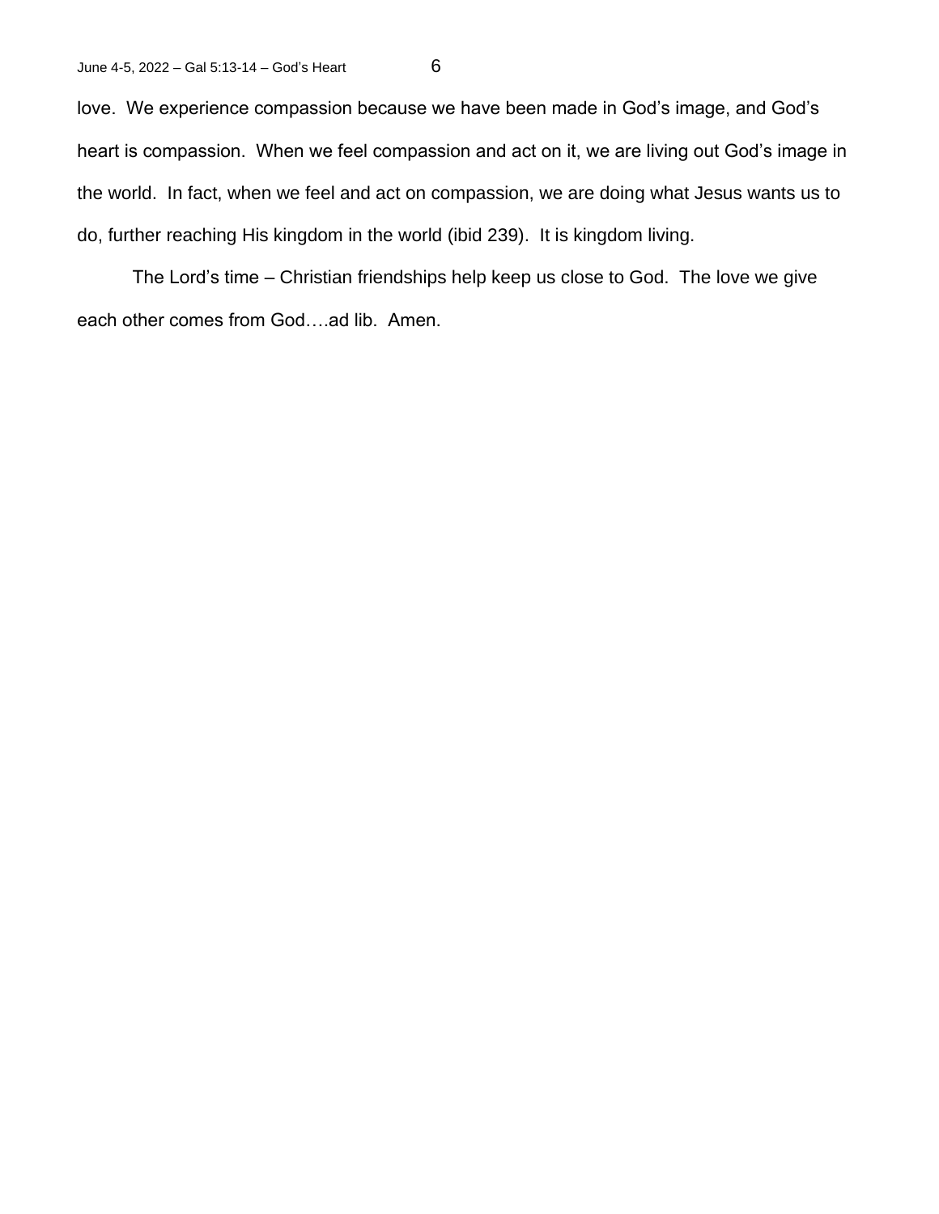love. We experience compassion because we have been made in God's image, and God's heart is compassion. When we feel compassion and act on it, we are living out God's image in the world. In fact, when we feel and act on compassion, we are doing what Jesus wants us to do, further reaching His kingdom in the world (ibid 239). It is kingdom living.

The Lord's time – Christian friendships help keep us close to God. The love we give each other comes from God….ad lib. Amen.